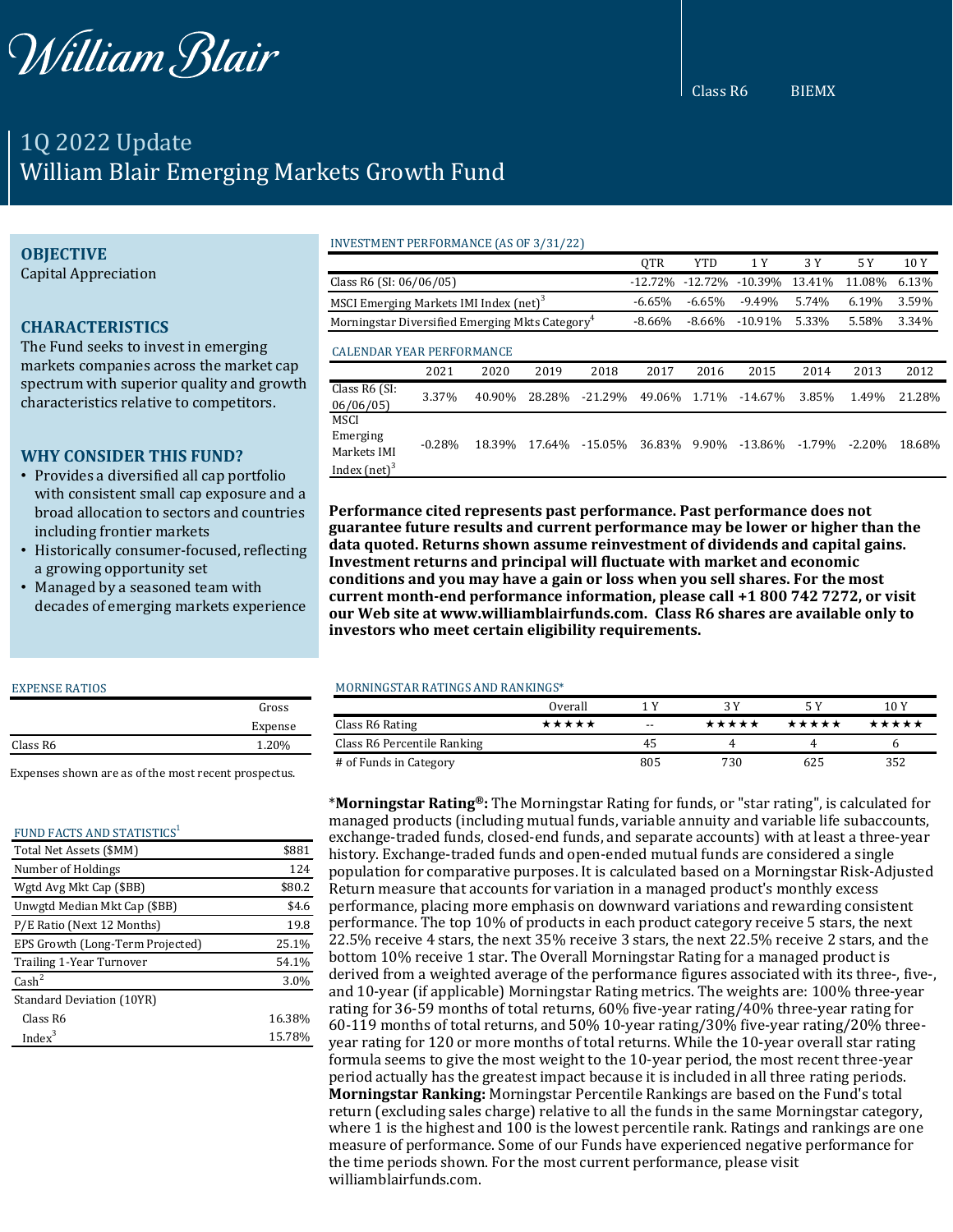William Blair

Class R6 BIEMX

# 1Q 2022 Update
# William Blair Emerging Markets Growth Fund

## OBJECTIVE
Capital Appreciation

## CHARACTERISTICS
The Fund seeks to invest in emerging markets companies across the market cap spectrum with superior quality and growth characteristics relative to competitors.

## WHY CONSIDER THIS FUND?
- Provides a diversified all cap portfolio with consistent small cap exposure and a broad allocation to sectors and countries including frontier markets
- Historically consumer-focused, reflecting a growing opportunity set
- Managed by a seasoned team with decades of emerging markets experience

### INVESTMENT PERFORMANCE (AS OF 3/31/22)

| | QTR | YTD | 1 Y | 3 Y | 5 Y | 10 Y |
|---|---|---|---|---|---|---|
| Class R6 (SI: 06/06/05) | -12.72% | -12.72% | -10.39% | 13.41% | 11.08% | 6.13% |
| MSCI Emerging Markets IMI Index (net)[3] | -6.65% | -6.65% | -9.49% | 5.74% | 6.19% | 3.59% |
| Morningstar Diversified Emerging Mkts Category[4] | -8.66% | -8.66% | -10.91% | 5.33% | 5.58% | 3.34% |

### CALENDAR YEAR PERFORMANCE

| | 2021 | 2020 | 2019 | 2018 | 2017 | 2016 | 2015 | 2014 | 2013 | 2012 |
|---|---|---|---|---|---|---|---|---|---|---|
| Class R6 (SI: 06/06/05) | 3.37% | 40.90% | 28.28% | -21.29% | 49.06% | 1.71% | -14.67% | 3.85% | 1.49% | 21.28% |
| MSCI Emerging Markets IMI Index (net)[3] | -0.28% | 18.39% | 17.64% | -15.05% | 36.83% | 9.90% | -13.86% | -1.79% | -2.20% | 18.68% |

**Performance cited represents past performance. Past performance does not guarantee future results and current performance may be lower or higher than the data quoted. Returns shown assume reinvestment of dividends and capital gains. Investment returns and principal will fluctuate with market and economic conditions and you may have a gain or loss when you sell shares. For the most current month-end performance information, please call +1 800 742 7272, or visit our Web site at www.williamblairfunds.com. Class R6 shares are available only to investors who meet certain eligibility requirements.**

### EXPENSE RATIOS

| | Gross Expense |
|---|---|
| Class R6 | 1.20% |

Expenses shown are as of the most recent prospectus.

### FUND FACTS AND STATISTICS[1]

| | |
|---|---|
| Total Net Assets ($MM) | $881 |
| Number of Holdings | 124 |
| Wgtd Avg Mkt Cap ($BB) | $80.2 |
| Unwgtd Median Mkt Cap ($BB) | $4.6 |
| P/E Ratio (Next 12 Months) | 19.8 |
| EPS Growth (Long-Term Projected) | 25.1% |
| Trailing 1-Year Turnover | 54.1% |
| Cash[2] | 3.0% |
| Standard Deviation (10YR) | |
| Class R6 | 16.38% |
| Index[3] | 15.78% |

### MORNINGSTAR RATINGS AND RANKINGS*

| | Overall | 1 Y | 3 Y | 5 Y | 10 Y |
|---|---|---|---|---|---|
| Class R6 Rating | ★★★★★ | -- | ★★★★★ | ★★★★★ | ★★★★★ |
| Class R6 Percentile Ranking | | 45 | 4 | 4 | 6 |
| # of Funds in Category | | 805 | 730 | 625 | 352 |

***Morningstar Rating®:** The Morningstar Rating for funds, or "star rating", is calculated for managed products (including mutual funds, variable annuity and variable life subaccounts, exchange-traded funds, closed-end funds, and separate accounts) with at least a three-year history. Exchange-traded funds and open-ended mutual funds are considered a single population for comparative purposes. It is calculated based on a Morningstar Risk-Adjusted Return measure that accounts for variation in a managed product's monthly excess performance, placing more emphasis on downward variations and rewarding consistent performance. The top 10% of products in each product category receive 5 stars, the next 22.5% receive 4 stars, the next 35% receive 3 stars, the next 22.5% receive 2 stars, and the bottom 10% receive 1 star. The Overall Morningstar Rating for a managed product is derived from a weighted average of the performance figures associated with its three-, five-, and 10-year (if applicable) Morningstar Rating metrics. The weights are: 100% three-year rating for 36-59 months of total returns, 60% five-year rating/40% three-year rating for 60-119 months of total returns, and 50% 10-year rating/30% five-year rating/20% three-year rating for 120 or more months of total returns. While the 10-year overall star rating formula seems to give the most weight to the 10-year period, the most recent three-year period actually has the greatest impact because it is included in all three rating periods. **Morningstar Ranking:** Morningstar Percentile Rankings are based on the Fund's total return (excluding sales charge) relative to all the funds in the same Morningstar category, where 1 is the highest and 100 is the lowest percentile rank. Ratings and rankings are one measure of performance. Some of our Funds have experienced negative performance for the time periods shown. For the most current performance, please visit williamblairfunds.com.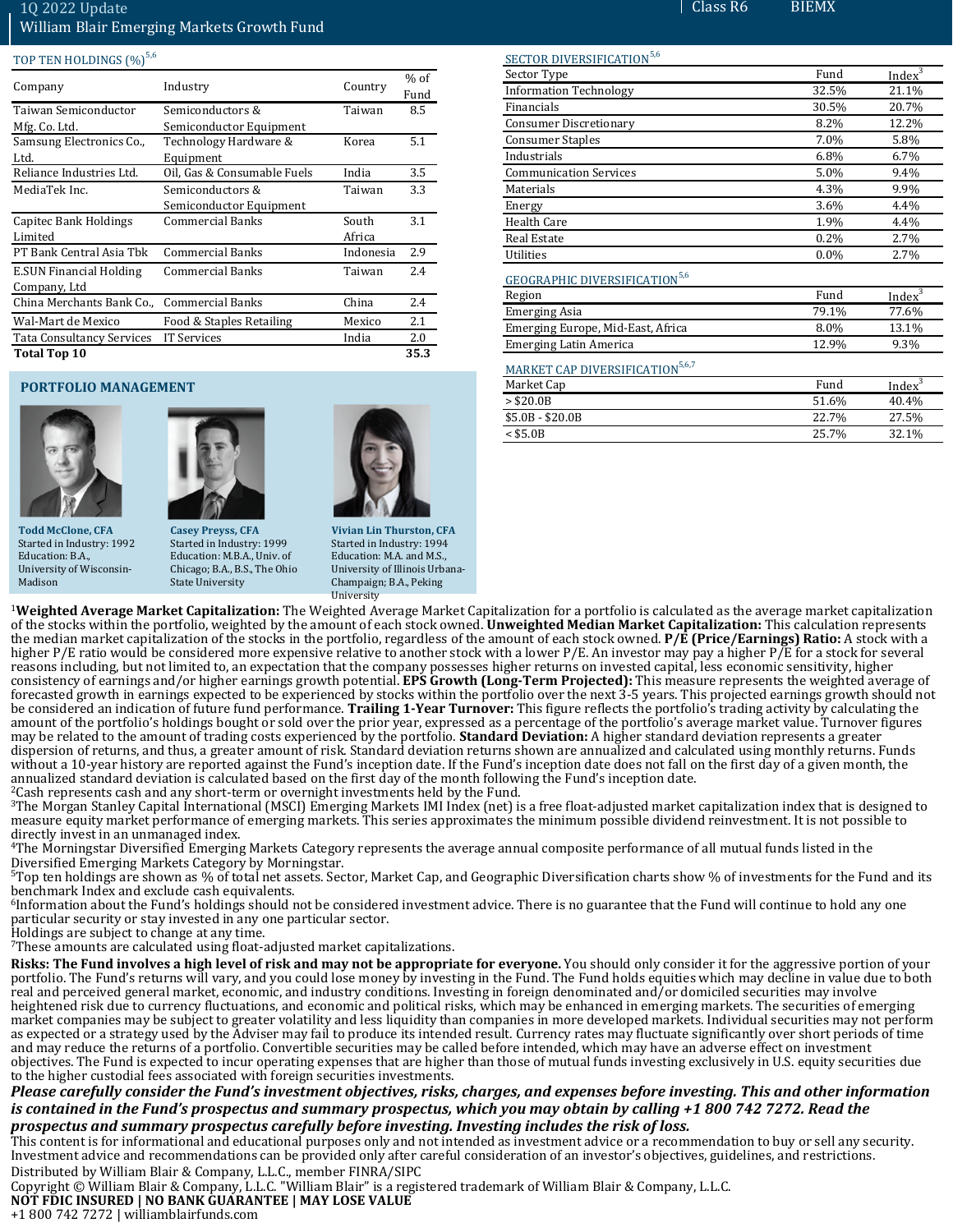1Q 2022 Update

William Blair Emerging Markets Growth Fund

Class R6 BIEMX

## TOP TEN HOLDINGS (%)[5,6]

| Company | Industry | Country | % of Fund |
|---|---|---|---|
| Taiwan Semiconductor Mfg. Co. Ltd. | Semiconductors & Semiconductor Equipment | Taiwan | 8.5 |
| Samsung Electronics Co., Ltd. | Technology Hardware & Equipment | Korea | 5.1 |
| Reliance Industries Ltd. | Oil, Gas & Consumable Fuels | India | 3.5 |
| MediaTek Inc. | Semiconductors & Semiconductor Equipment | Taiwan | 3.3 |
| Capitec Bank Holdings Limited | Commercial Banks | South Africa | 3.1 |
| PT Bank Central Asia Tbk | Commercial Banks | Indonesia | 2.9 |
| E.SUN Financial Holding Company, Ltd | Commercial Banks | Taiwan | 2.4 |
| China Merchants Bank Co., | Commercial Banks | China | 2.4 |
| Wal-Mart de Mexico | Food & Staples Retailing | Mexico | 2.1 |
| Tata Consultancy Services | IT Services | India | 2.0 |
| **Total Top 10** | | | **35.3** |

## SECTOR DIVERSIFICATION[5,6]

| Sector Type | Fund | Index[3] |
|---|---|---|
| Information Technology | 32.5% | 21.1% |
| Financials | 30.5% | 20.7% |
| Consumer Discretionary | 8.2% | 12.2% |
| Consumer Staples | 7.0% | 5.8% |
| Industrials | 6.8% | 6.7% |
| Communication Services | 5.0% | 9.4% |
| Materials | 4.3% | 9.9% |
| Energy | 3.6% | 4.4% |
| Health Care | 1.9% | 4.4% |
| Real Estate | 0.2% | 2.7% |
| Utilities | 0.0% | 2.7% |

## GEOGRAPHIC DIVERSIFICATION[5,6]

| Region | Fund | Index[3] |
|---|---|---|
| Emerging Asia | 79.1% | 77.6% |
| Emerging Europe, Mid-East, Africa | 8.0% | 13.1% |
| Emerging Latin America | 12.9% | 9.3% |

## MARKET CAP DIVERSIFICATION[5,6,7]

| Market Cap | Fund | Index[3] |
|---|---|---|
| > $20.0B | 51.6% | 40.4% |
| $5.0B - $20.0B | 22.7% | 27.5% |
| < $5.0B | 25.7% | 32.1% |

## PORTFOLIO MANAGEMENT

**Todd McClone, CFA**
Started in Industry: 1992
Education: B.A., University of Wisconsin-Madison

**Casey Preyss, CFA**
Started in Industry: 1999
Education: M.B.A., Univ. of Chicago; B.A., B.S., The Ohio State University

**Vivian Lin Thurston, CFA**
Started in Industry: 1994
Education: M.A. and M.S., University of Illinois Urbana-Champaign; B.A., Peking University

[1]**Weighted Average Market Capitalization:** The Weighted Average Market Capitalization for a portfolio is calculated as the average market capitalization of the stocks within the portfolio, weighted by the amount of each stock owned. **Unweighted Median Market Capitalization:** This calculation represents the median market capitalization of the stocks in the portfolio, regardless of the amount of each stock owned. **P/E (Price/Earnings) Ratio:** A stock with a higher P/E ratio would be considered more expensive relative to another stock with a lower P/E. An investor may pay a higher P/E for a stock for several reasons including, but not limited to, an expectation that the company possesses higher returns on invested capital, less economic sensitivity, higher consistency of earnings and/or higher earnings growth potential. **EPS Growth (Long-Term Projected):** This measure represents the weighted average of forecasted growth in earnings expected to be experienced by stocks within the portfolio over the next 3-5 years. This projected earnings growth should not be considered an indication of future fund performance. **Trailing 1-Year Turnover:** This figure reflects the portfolio's trading activity by calculating the amount of the portfolio's holdings bought or sold over the prior year, expressed as a percentage of the portfolio's average market value. Turnover figures may be related to the amount of trading costs experienced by the portfolio. **Standard Deviation:** A higher standard deviation represents a greater dispersion of returns, and thus, a greater amount of risk. Standard deviation returns shown are annualized and calculated using monthly returns. Funds without a 10-year history are reported against the Fund's inception date. If the Fund's inception date does not fall on the first day of a given month, the annualized standard deviation is calculated based on the first day of the month following the Fund's inception date.

[2]Cash represents cash and any short-term or overnight investments held by the Fund.

[3]The Morgan Stanley Capital International (MSCI) Emerging Markets IMI Index (net) is a free float-adjusted market capitalization index that is designed to measure equity market performance of emerging markets. This series approximates the minimum possible dividend reinvestment. It is not possible to directly invest in an unmanaged index.

[4]The Morningstar Diversified Emerging Markets Category represents the average annual composite performance of all mutual funds listed in the Diversified Emerging Markets Category by Morningstar.

[5]Top ten holdings are shown as % of total net assets. Sector, Market Cap, and Geographic Diversification charts show % of investments for the Fund and its benchmark Index and exclude cash equivalents.

[6]Information about the Fund's holdings should not be considered investment advice. There is no guarantee that the Fund will continue to hold any one particular security or stay invested in any one particular sector.
Holdings are subject to change at any time.

[7]These amounts are calculated using float-adjusted market capitalizations.

**Risks: The Fund involves a high level of risk and may not be appropriate for everyone.** You should only consider it for the aggressive portion of your portfolio. The Fund's returns will vary, and you could lose money by investing in the Fund. The Fund holds equities which may decline in value due to both real and perceived general market, economic, and industry conditions. Investing in foreign denominated and/or domiciled securities may involve heightened risk due to currency fluctuations, and economic and political risks, which may be enhanced in emerging markets. The securities of emerging market companies may be subject to greater volatility and less liquidity than companies in more developed markets. Individual securities may not perform as expected or a strategy used by the Adviser may fail to produce its intended result. Currency rates may fluctuate significantly over short periods of time and may reduce the returns of a portfolio. Convertible securities may be called before intended, which may have an adverse effect on investment objectives. The Fund is expected to incur operating expenses that are higher than those of mutual funds investing exclusively in U.S. equity securities due to the higher custodial fees associated with foreign securities investments.

***Please carefully consider the Fund's investment objectives, risks, charges, and expenses before investing. This and other information is contained in the Fund's prospectus and summary prospectus, which you may obtain by calling +1 800 742 7272. Read the prospectus and summary prospectus carefully before investing. Investing includes the risk of loss.***

This content is for informational and educational purposes only and not intended as investment advice or a recommendation to buy or sell any security. Investment advice and recommendations can be provided only after careful consideration of an investor's objectives, guidelines, and restrictions.

Distributed by William Blair & Company, L.L.C., member FINRA/SIPC

Copyright © William Blair & Company, L.L.C. "William Blair" is a registered trademark of William Blair & Company, L.L.C.

**NOT FDIC INSURED | NO BANK GUARANTEE | MAY LOSE VALUE**

+1 800 742 7272 | williamblairfunds.com